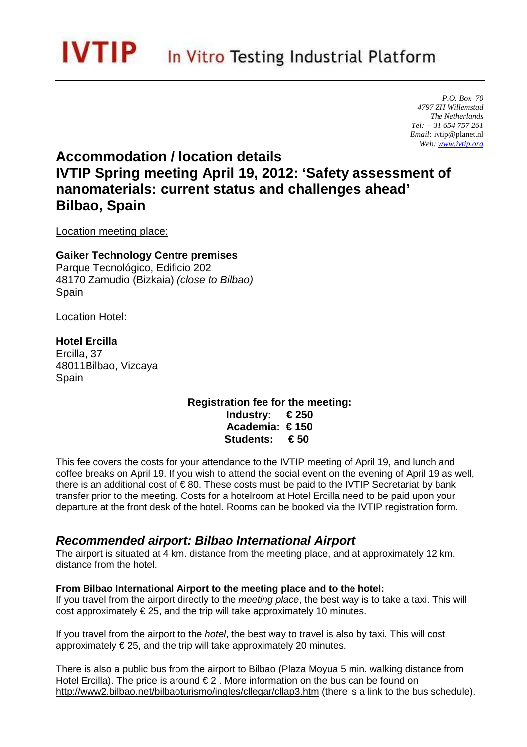# IVTIP In Vitro Testing Industrial Platform

*P.O. Box 70*
*4797 ZH Willemstad*
*The Netherlands*
*Tel: + 31 654 757 261*
*Email:* ivtip@planet.nl
*Web: www.ivtip.org*

## Accommodation / location details
## IVTIP Spring meeting April 19, 2012: 'Safety assessment of nanomaterials: current status and challenges ahead'
## Bilbao, Spain

Location meeting place:

**Gaiker Technology Centre premises**
Parque Tecnológico, Edificio 202
48170 Zamudio (Bizkaia) *(close to Bilbao)*
Spain

Location Hotel:

**Hotel Ercilla**
Ercilla, 37
48011Bilbao, Vizcaya
Spain

**Registration fee for the meeting:**
**Industry: € 250**
**Academia: € 150**
**Students: € 50**

This fee covers the costs for your attendance to the IVTIP meeting of April 19, and lunch and coffee breaks on April 19. If you wish to attend the social event on the evening of April 19 as well, there is an additional cost of € 80. These costs must be paid to the IVTIP Secretariat by bank transfer prior to the meeting. Costs for a hotelroom at Hotel Ercilla need to be paid upon your departure at the front desk of the hotel. Rooms can be booked via the IVTIP registration form.

## *Recommended airport: Bilbao International Airport*

The airport is situated at 4 km. distance from the meeting place, and at approximately 12 km. distance from the hotel.

**From Bilbao International Airport to the meeting place and to the hotel:**
If you travel from the airport directly to the *meeting place*, the best way is to take a taxi. This will cost approximately € 25, and the trip will take approximately 10 minutes.

If you travel from the airport to the *hotel*, the best way to travel is also by taxi. This will cost approximately € 25, and the trip will take approximately 20 minutes.

There is also a public bus from the airport to Bilbao (Plaza Moyua 5 min. walking distance from Hotel Ercilla). The price is around € 2 . More information on the bus can be found on http://www2.bilbao.net/bilbaoturismo/ingles/cllegar/cllap3.htm (there is a link to the bus schedule).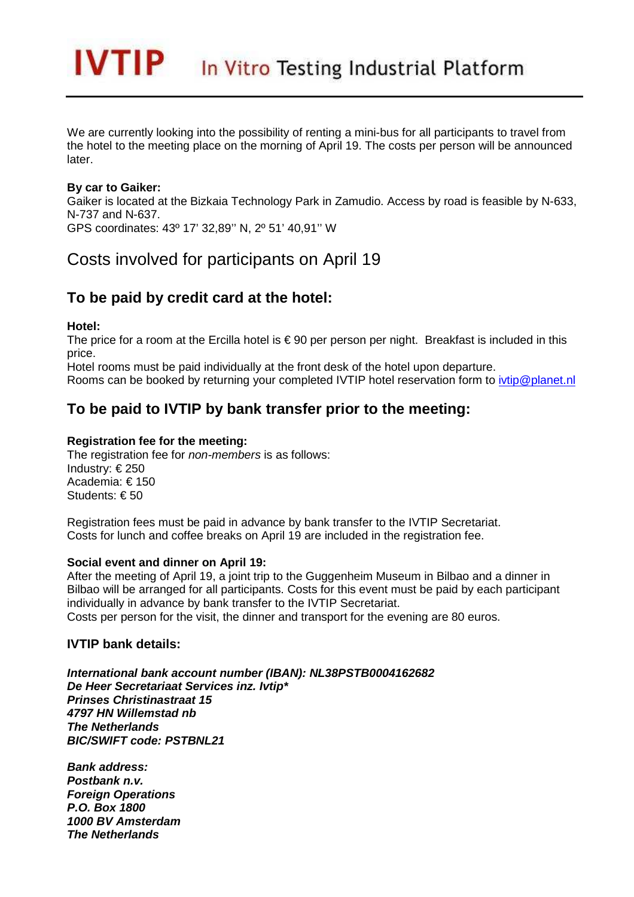We are currently looking into the possibility of renting a mini-bus for all participants to travel from the hotel to the meeting place on the morning of April 19. The costs per person will be announced later.

**By car to Gaiker:**
Gaiker is located at the Bizkaia Technology Park in Zamudio. Access by road is feasible by N-633, N-737 and N-637.
GPS coordinates: 43º 17' 32,89'' N, 2º 51' 40,91'' W

# Costs involved for participants on April 19

## To be paid by credit card at the hotel:

**Hotel:**
The price for a room at the Ercilla hotel is € 90 per person per night. Breakfast is included in this price.
Hotel rooms must be paid individually at the front desk of the hotel upon departure.
Rooms can be booked by returning your completed IVTIP hotel reservation form to ivtip@planet.nl

## To be paid to IVTIP by bank transfer prior to the meeting:

**Registration fee for the meeting:**
The registration fee for *non-members* is as follows:
Industry: € 250
Academia: € 150
Students: € 50

Registration fees must be paid in advance by bank transfer to the IVTIP Secretariat.
Costs for lunch and coffee breaks on April 19 are included in the registration fee.

**Social event and dinner on April 19:**
After the meeting of April 19, a joint trip to the Guggenheim Museum in Bilbao and a dinner in Bilbao will be arranged for all participants. Costs for this event must be paid by each participant individually in advance by bank transfer to the IVTIP Secretariat.
Costs per person for the visit, the dinner and transport for the evening are 80 euros.

### IVTIP bank details:

***International bank account number (IBAN): NL38PSTB0004162682***
***De Heer Secretariaat Services inz. Ivtip****
***Prinses Christinastraat 15***
***4797 HN Willemstad nb***
***The Netherlands***
***BIC/SWIFT code: PSTBNL21***

***Bank address:***
***Postbank n.v.***
***Foreign Operations***
***P.O. Box 1800***
***1000 BV Amsterdam***
***The Netherlands***